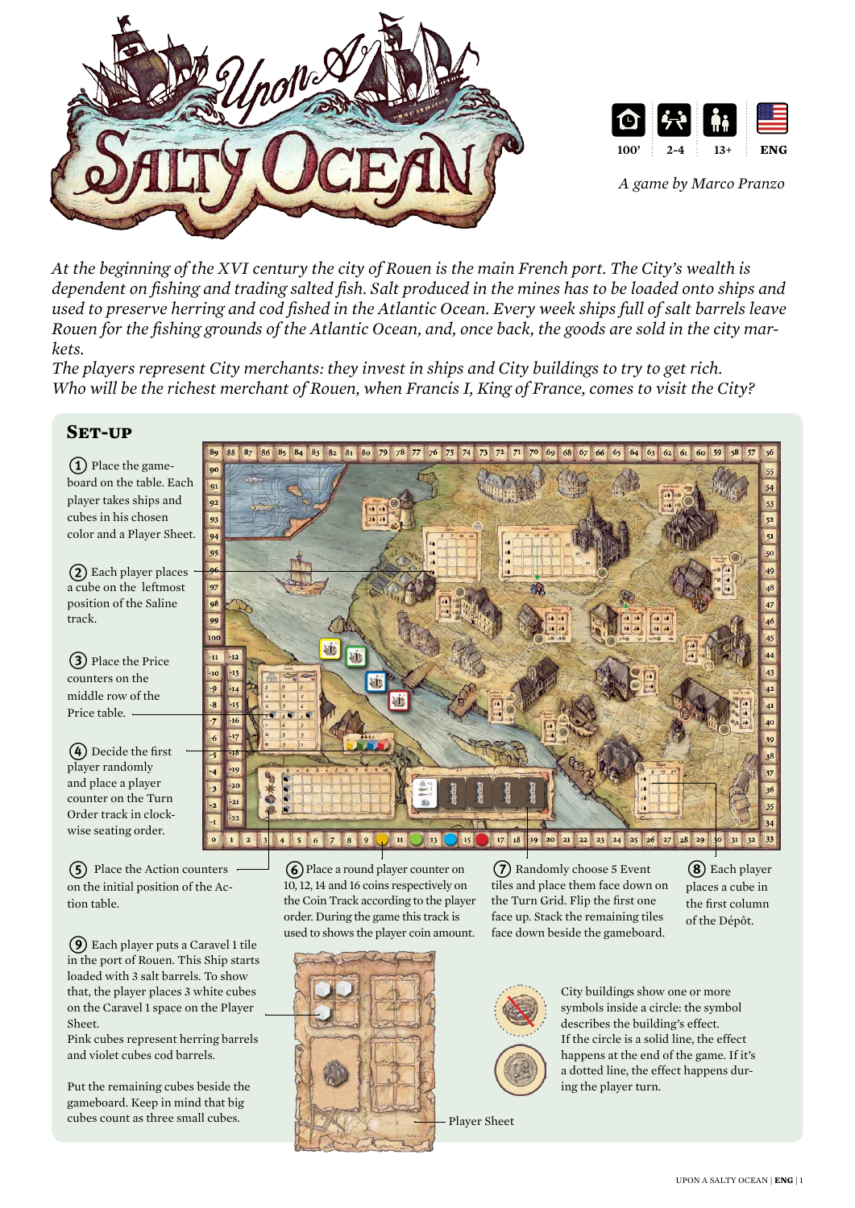# Upon A Salty Ocean

100' | 2-4 | 13+ | ENG

*A game by Marco Pranzo*

*At the beginning of the XVI century the city of Rouen is the main French port. The City's wealth is dependent on fishing and trading salted fish. Salt produced in the mines has to be loaded onto ships and used to preserve herring and cod fished in the Atlantic Ocean. Every week ships full of salt barrels leave Rouen for the fishing grounds of the Atlantic Ocean, and, once back, the goods are sold in the city markets.*

*The players represent City merchants: they invest in ships and City buildings to try to get rich. Who will be the richest merchant of Rouen, when Francis I, King of France, comes to visit the City?*

## Set-up

1. Place the gameboard on the table. Each player takes ships and cubes in his chosen color and a Player Sheet.

2. Each player places a cube on the leftmost position of the Saline track.

3. Place the Price counters on the middle row of the Price table.

4. Decide the first player randomly and place a player counter on the Turn Order track in clockwise seating order.

5. Place the Action counters on the initial position of the Action table.

6. Place a round player counter on 10, 12, 14 and 16 coins respectively on the Coin Track according to the player order. During the game this track is used to shows the player coin amount.

7. Randomly choose 5 Event tiles and place them face down on the Turn Grid. Flip the first one face up. Stack the remaining tiles face down beside the gameboard.

8. Each player places a cube in the first column of the Dépôt.

9. Each player puts a Caravel 1 tile in the port of Rouen. This Ship starts loaded with 3 salt barrels. To show that, the player places 3 white cubes on the Caravel 1 space on the Player Sheet.
Pink cubes represent herring barrels and violet cubes cod barrels.

Put the remaining cubes beside the gameboard. Keep in mind that big cubes count as three small cubes.

Player Sheet

City buildings show one or more symbols inside a circle: the symbol describes the building's effect. If the circle is a solid line, the effect happens at the end of the game. If it's a dotted line, the effect happens during the player turn.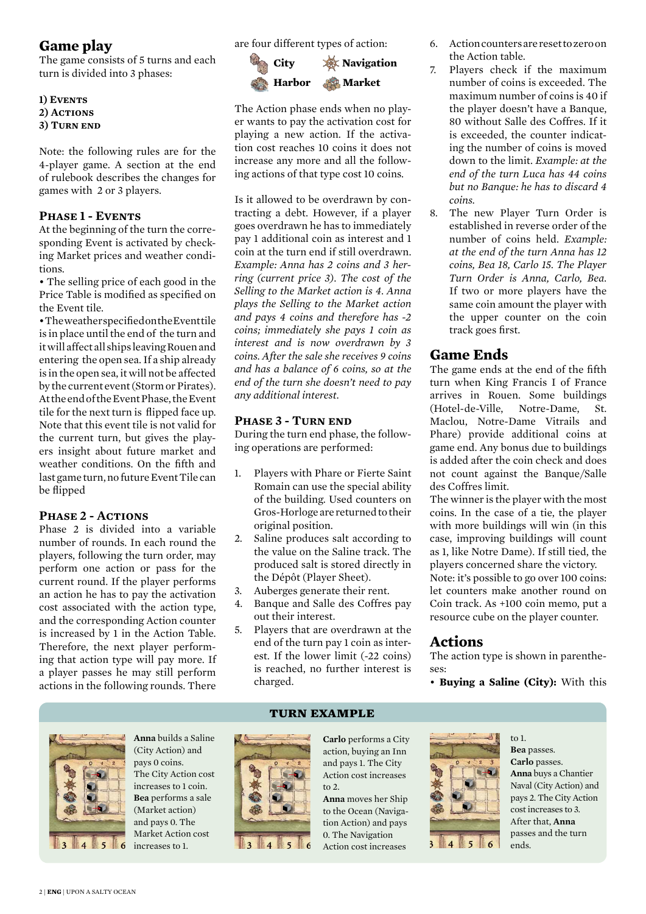## Game play

The game consists of 5 turns and each turn is divided into 3 phases:

**1) Events**
**2) Actions**
**3) Turn end**

Note: the following rules are for the 4-player game. A section at the end of rulebook describes the changes for games with 2 or 3 players.

### Phase 1 - Events

At the beginning of the turn the corresponding Event is activated by checking Market prices and weather conditions.

- The selling price of each good in the Price Table is modified as specified on the Event tile.
- The weather specified on the Event tile is in place until the end of the turn and it will affect all ships leaving Rouen and entering the open sea. If a ship already is in the open sea, it will not be affected by the current event (Storm or Pirates).

At the end of the Event Phase, the Event tile for the next turn is flipped face up. Note that this event tile is not valid for the current turn, but gives the players insight about future market and weather conditions. On the fifth and last game turn, no future Event Tile can be flipped

### Phase 2 - Actions

Phase 2 is divided into a variable number of rounds. In each round the players, following the turn order, may perform one action or pass for the current round. If the player performs an action he has to pay the activation cost associated with the action type, and the corresponding Action counter is increased by 1 in the Action Table. Therefore, the next player performing that action type will pay more. If a player passes he may still perform actions in the following rounds. There are four different types of action:

**City** **Navigation**
**Harbor** **Market**

The Action phase ends when no player wants to pay the activation cost for playing a new action. If the activation cost reaches 10 coins it does not increase any more and all the following actions of that type cost 10 coins.

Is it allowed to be overdrawn by contracting a debt. However, if a player goes overdrawn he has to immediately pay 1 additional coin as interest and 1 coin at the turn end if still overdrawn. *Example: Anna has 2 coins and 3 herring (current price 3). The cost of the Selling to the Market action is 4. Anna plays the Selling to the Market action and pays 4 coins and therefore has -2 coins; immediately she pays 1 coin as interest and is now overdrawn by 3 coins. After the sale she receives 9 coins and has a balance of 6 coins, so at the end of the turn she doesn't need to pay any additional interest.*

### Phase 3 - Turn end

During the turn end phase, the following operations are performed:

1. Players with Phare or Fierte Saint Romain can use the special ability of the building. Used counters on Gros-Horloge are returned to their original position.
2. Saline produces salt according to the value on the Saline track. The produced salt is stored directly in the Dépôt (Player Sheet).
3. Auberges generate their rent.
4. Banque and Salle des Coffres pay out their interest.
5. Players that are overdrawn at the end of the turn pay 1 coin as interest. If the lower limit (-22 coins) is reached, no further interest is charged.
6. Action counters are reset to zero on the Action table.
7. Players check if the maximum number of coins is exceeded. The maximum number of coins is 40 if the player doesn't have a Banque, 80 without Salle des Coffres. If it is exceeded, the counter indicating the number of coins is moved down to the limit. *Example: at the end of the turn Luca has 44 coins but no Banque: he has to discard 4 coins.*
8. The new Player Turn Order is established in reverse order of the number of coins held. *Example: at the end of the turn Anna has 12 coins, Bea 18, Carlo 15. The Player Turn Order is Anna, Carlo, Bea.* If two or more players have the same coin amount the player with the upper counter on the coin track goes first.

## Game Ends

The game ends at the end of the fifth turn when King Francis I of France arrives in Rouen. Some buildings (Hotel-de-Ville, Notre-Dame, St. Maclou, Notre-Dame Vitrails and Phare) provide additional coins at game end. Any bonus due to buildings is added after the coin check and does not count against the Banque/Salle des Coffres limit.

The winner is the player with the most coins. In the case of a tie, the player with more buildings will win (in this case, improving buildings will count as 1, like Notre Dame). If still tied, the players concerned share the victory.

Note: it's possible to go over 100 coins: let counters make another round on Coin track. As +100 coin memo, put a resource cube on the player counter.

## Actions

The action type is shown in parentheses:

- **Buying a Saline (City):** With this

### TURN EXAMPLE

**Anna** builds a Saline (City Action) and pays 0 coins. The City Action cost increases to 1 coin. **Bea** performs a sale (Market action) and pays 0. The Market Action cost increases to 1.

**Carlo** performs a City action, buying an Inn and pays 1. The City Action cost increases to 2. **Anna** moves her Ship to the Ocean (Navigation Action) and pays 0. The Navigation Action cost increases to 1.

**Bea** passes. **Carlo** passes. **Anna** buys a Chantier Naval (City Action) and pays 2. The City Action cost increases to 3. After that, **Anna** passes and the turn ends.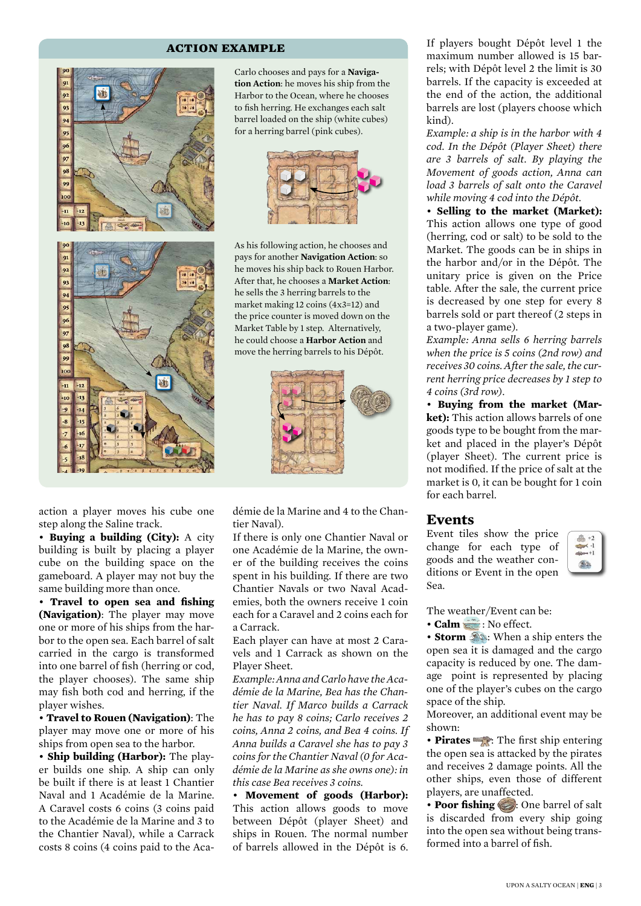### ACTION EXAMPLE

Carlo chooses and pays for a **Navigation Action**: he moves his ship from the Harbor to the Ocean, where he chooses to fish herring. He exchanges each salt barrel loaded on the ship (white cubes) for a herring barrel (pink cubes).

As his following action, he chooses and pays for another **Navigation Action**: so he moves his ship back to Rouen Harbor. After that, he chooses a **Market Action**: he sells the 3 herring barrels to the market making 12 coins (4x3=12) and the price counter is moved down on the Market Table by 1 step. Alternatively, he could choose a **Harbor Action** and move the herring barrels to his Dépôt.

action a player moves his cube one step along the Saline track.

- **Buying a building (City):** A city building is built by placing a player cube on the building space on the gameboard. A player may not buy the same building more than once.
- **Travel to open sea and fishing (Navigation)**: The player may move one or more of his ships from the harbor to the open sea. Each barrel of salt carried in the cargo is transformed into one barrel of fish (herring or cod, the player chooses). The same ship may fish both cod and herring, if the player wishes.
- **Travel to Rouen (Navigation)**: The player may move one or more of his ships from open sea to the harbor.
- **Ship building (Harbor):** The player builds one ship. A ship can only be built if there is at least 1 Chantier Naval and 1 Académie de la Marine. A Caravel costs 6 coins (3 coins paid to the Académie de la Marine and 3 to the Chantier Naval), while a Carrack costs 8 coins (4 coins paid to the Académie de la Marine and 4 to the Chantier Naval).

If there is only one Chantier Naval or one Académie de la Marine, the owner of the building receives the coins spent in his building. If there are two Chantier Navals or two Naval Academies, both the owners receive 1 coin each for a Caravel and 2 coins each for a Carrack.

Each player can have at most 2 Caravels and 1 Carrack as shown on the Player Sheet.

*Example: Anna and Carlo have the Académie de la Marine, Bea has the Chantier Naval. If Marco builds a Carrack he has to pay 8 coins; Carlo receives 2 coins, Anna 2 coins, and Bea 4 coins. If Anna builds a Caravel she has to pay 3 coins for the Chantier Naval (0 for Académie de la Marine as she owns one): in this case Bea receives 3 coins.*

- **Movement of goods (Harbor):** This action allows goods to move between Dépôt (player Sheet) and ships in Rouen. The normal number of barrels allowed in the Dépôt is 6. If players bought Dépôt level 1 the maximum number allowed is 15 barrels; with Dépôt level 2 the limit is 30 barrels. If the capacity is exceeded at the end of the action, the additional barrels are lost (players choose which kind).

*Example: a ship is in the harbor with 4 cod. In the Dépôt (Player Sheet) there are 3 barrels of salt. By playing the Movement of goods action, Anna can load 3 barrels of salt onto the Caravel while moving 4 cod into the Dépôt.*

- **Selling to the market (Market):** This action allows one type of good (herring, cod or salt) to be sold to the Market. The goods can be in ships in the harbor and/or in the Dépôt. The unitary price is given on the Price table. After the sale, the current price is decreased by one step for every 8 barrels sold or part thereof (2 steps in a two-player game).

*Example: Anna sells 6 herring barrels when the price is 5 coins (2nd row) and receives 30 coins. After the sale, the current herring price decreases by 1 step to 4 coins (3rd row).*

- **Buying from the market (Market):** This action allows barrels of one goods type to be bought from the market and placed in the player's Dépôt (player Sheet). The current price is not modified. If the price of salt at the market is 0, it can be bought for 1 coin for each barrel.

## Events

Event tiles show the price change for each type of goods and the weather conditions or Event in the open Sea.

The weather/Event can be:

- **Calm**: No effect.
- **Storm**: When a ship enters the open sea it is damaged and the cargo capacity is reduced by one. The damage point is represented by placing one of the player's cubes on the cargo space of the ship.

Moreover, an additional event may be shown:

- **Pirates**: The first ship entering the open sea is attacked by the pirates and receives 2 damage points. All the other ships, even those of different players, are unaffected.
- **Poor fishing**: One barrel of salt is discarded from every ship going into the open sea without being transformed into a barrel of fish.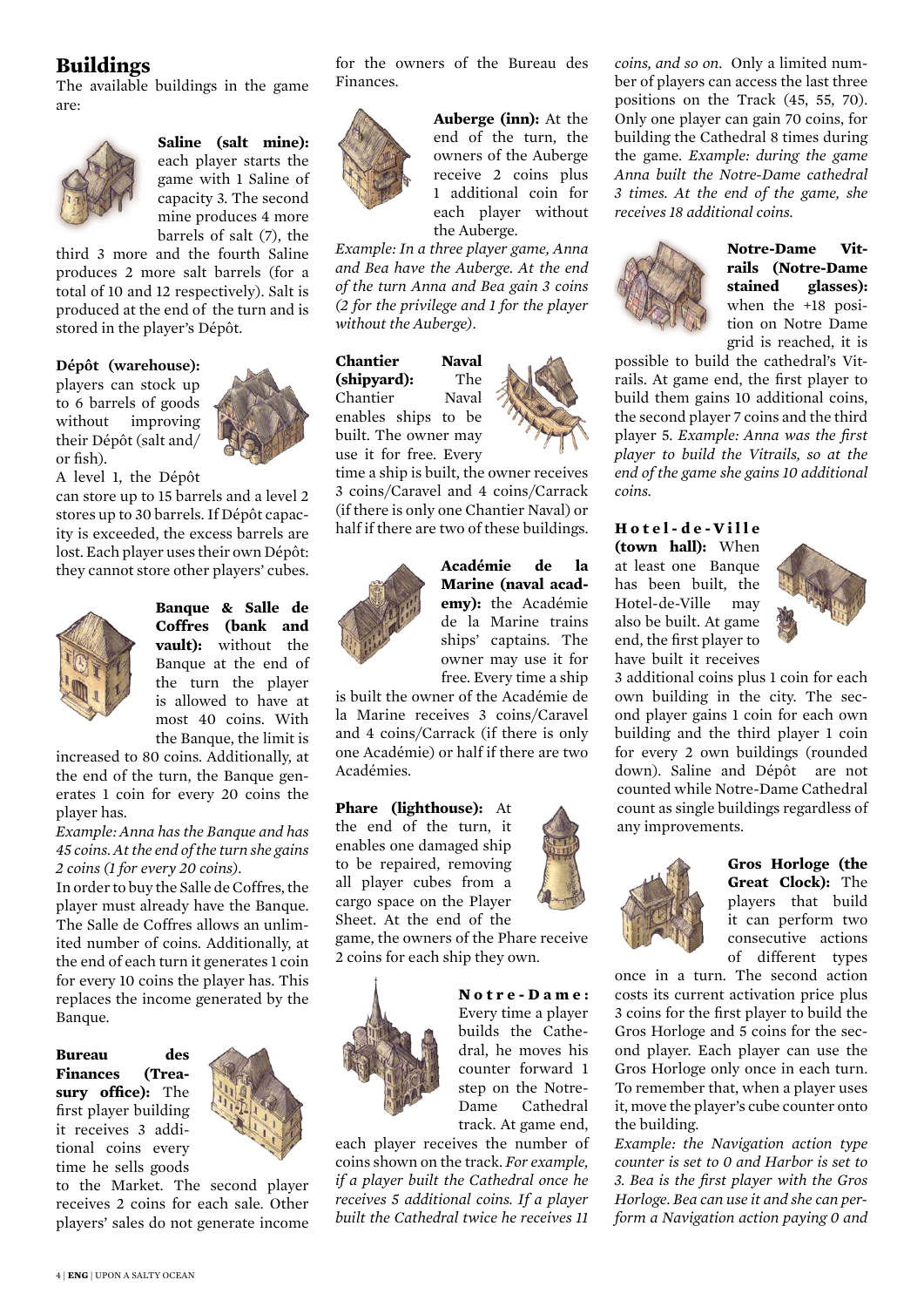## Buildings

The available buildings in the game are:

**Saline (salt mine):** each player starts the game with 1 Saline of capacity 3. The second mine produces 4 more barrels of salt (7), the third 3 more and the fourth Saline produces 2 more salt barrels (for a total of 10 and 12 respectively). Salt is produced at the end of the turn and is stored in the player's Dépôt.

**Dépôt (warehouse):** players can stock up to 6 barrels of goods without improving their Dépôt (salt and/or fish).

A level 1, the Dépôt can store up to 15 barrels and a level 2 stores up to 30 barrels. If Dépôt capacity is exceeded, the excess barrels are lost. Each player uses their own Dépôt: they cannot store other players' cubes.

**Banque & Salle de Coffres (bank and vault):** without the Banque at the end of the turn the player is allowed to have at most 40 coins. With the Banque, the limit is increased to 80 coins. Additionally, at the end of the turn, the Banque generates 1 coin for every 20 coins the player has.

*Example: Anna has the Banque and has 45 coins. At the end of the turn she gains 2 coins (1 for every 20 coins).*

In order to buy the Salle de Coffres, the player must already have the Banque. The Salle de Coffres allows an unlimited number of coins. Additionally, at the end of each turn it generates 1 coin for every 10 coins the player has. This replaces the income generated by the Banque.

**Bureau des Finances (Treasury office):** The first player building it receives 3 additional coins every time he sells goods to the Market. The second player receives 2 coins for each sale. Other players' sales do not generate income for the owners of the Bureau des Finances.

**Auberge (inn):** At the end of the turn, the owners of the Auberge receive 2 coins plus 1 additional coin for each player without the Auberge.

*Example: In a three player game, Anna and Bea have the Auberge. At the end of the turn Anna and Bea gain 3 coins (2 for the privilege and 1 for the player without the Auberge).*

**Chantier Naval (shipyard):** The Chantier Naval enables ships to be built. The owner may use it for free. Every time a ship is built, the owner receives 3 coins/Caravel and 4 coins/Carrack (if there is only one Chantier Naval) or half if there are two of these buildings.

**Académie de la Marine (naval academy):** the Académie de la Marine trains ships' captains. The owner may use it for free. Every time a ship is built the owner of the Académie de la Marine receives 3 coins/Caravel and 4 coins/Carrack (if there is only one Académie) or half if there are two Académies.

**Phare (lighthouse):** At the end of the turn, it enables one damaged ship to be repaired, removing all player cubes from a cargo space on the Player Sheet. At the end of the game, the owners of the Phare receive 2 coins for each ship they own.

**Notre-Dame:** Every time a player builds the Cathedral, he moves his counter forward 1 step on the Notre-Dame Cathedral track. At game end, each player receives the number of coins shown on the track. *For example, if a player built the Cathedral once he receives 5 additional coins. If a player built the Cathedral twice he receives 11 coins, and so on.* Only a limited number of players can access the last three positions on the Track (45, 55, 70). Only one player can gain 70 coins, for building the Cathedral 8 times during the game. *Example: during the game Anna built the Notre-Dame cathedral 3 times. At the end of the game, she receives 18 additional coins.*

**Notre-Dame Vitrails (Notre-Dame stained glasses):** when the +18 position on Notre Dame grid is reached, it is possible to build the cathedral's Vitrails. At game end, the first player to build them gains 10 additional coins, the second player 7 coins and the third player 5. *Example: Anna was the first player to build the Vitrails, so at the end of the game she gains 10 additional coins.*

**Hotel-de-Ville (town hall):** When at least one Banque has been built, the Hotel-de-Ville may also be built. At game end, the first player to have built it receives 3 additional coins plus 1 coin for each own building in the city. The second player gains 1 coin for each own building and the third player 1 coin for every 2 own buildings (rounded down). Saline and Dépôt are not counted while Notre-Dame Cathedral count as single buildings regardless of any improvements.

**Gros Horloge (the Great Clock):** The players that build it can perform two consecutive actions of different types once in a turn. The second action costs its current activation price plus 3 coins for the first player to build the Gros Horloge and 5 coins for the second player. Each player can use the Gros Horloge only once in each turn. To remember that, when a player uses it, move the player's cube counter onto the building.

*Example: the Navigation action type counter is set to 0 and Harbor is set to 3. Bea is the first player with the Gros Horloge. Bea can use it and she can perform a Navigation action paying 0 and*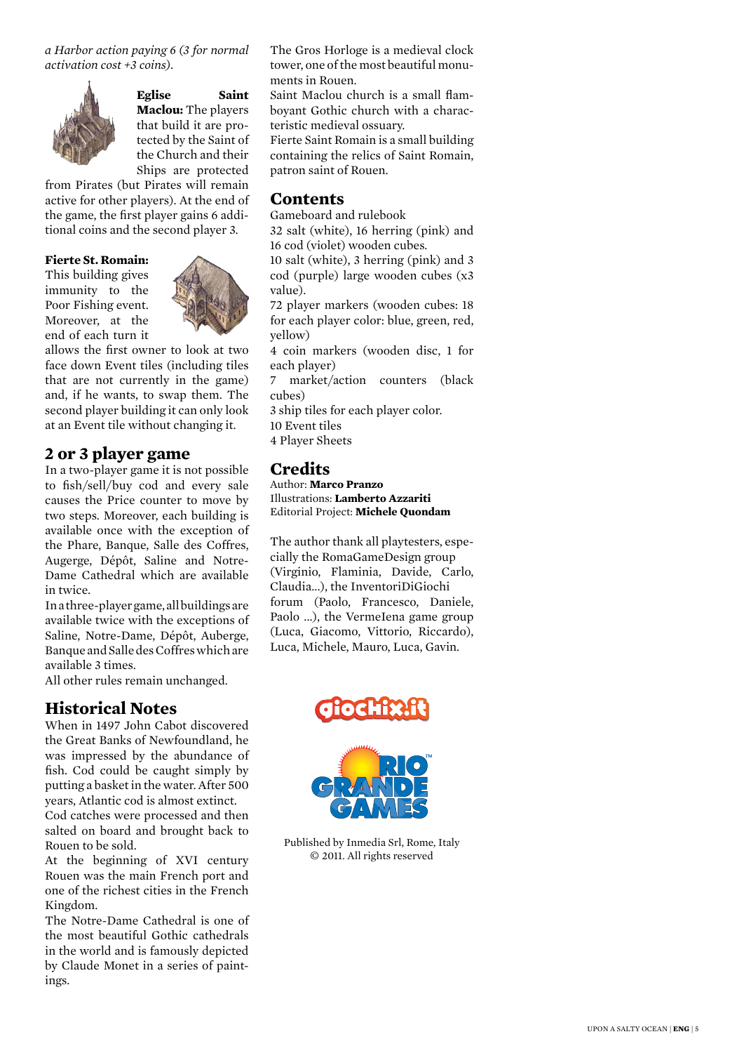*a Harbor action paying 6 (3 for normal activation cost +3 coins).*

**Eglise Saint Maclou:** The players that build it are protected by the Saint of the Church and their Ships are protected from Pirates (but Pirates will remain active for other players). At the end of the game, the first player gains 6 additional coins and the second player 3.

**Fierte St. Romain:** This building gives immunity to the Poor Fishing event. Moreover, at the end of each turn it allows the first owner to look at two face down Event tiles (including tiles that are not currently in the game) and, if he wants, to swap them. The second player building it can only look at an Event tile without changing it.

## 2 or 3 player game

In a two-player game it is not possible to fish/sell/buy cod and every sale causes the Price counter to move by two steps. Moreover, each building is available once with the exception of the Phare, Banque, Salle des Coffres, Augerge, Dépôt, Saline and Notre-Dame Cathedral which are available in twice.

In a three-player game, all buildings are available twice with the exceptions of Saline, Notre-Dame, Dépôt, Auberge, Banque and Salle des Coffres which are available 3 times.

All other rules remain unchanged.

## Historical Notes

When in 1497 John Cabot discovered the Great Banks of Newfoundland, he was impressed by the abundance of fish. Cod could be caught simply by putting a basket in the water. After 500 years, Atlantic cod is almost extinct.

Cod catches were processed and then salted on board and brought back to Rouen to be sold.

At the beginning of XVI century Rouen was the main French port and one of the richest cities in the French Kingdom.

The Notre-Dame Cathedral is one of the most beautiful Gothic cathedrals in the world and is famously depicted by Claude Monet in a series of paintings.

The Gros Horloge is a medieval clock tower, one of the most beautiful monuments in Rouen.

Saint Maclou church is a small flamboyant Gothic church with a characteristic medieval ossuary.

Fierte Saint Romain is a small building containing the relics of Saint Romain, patron saint of Rouen.

## Contents

Gameboard and rulebook

32 salt (white), 16 herring (pink) and 16 cod (violet) wooden cubes.

10 salt (white), 3 herring (pink) and 3 cod (purple) large wooden cubes (x3 value).

72 player markers (wooden cubes: 18 for each player color: blue, green, red, yellow)

4 coin markers (wooden disc, 1 for each player)

7 market/action counters (black cubes)

3 ship tiles for each player color.

10 Event tiles

4 Player Sheets

## Credits

Author: **Marco Pranzo**
Illustrations: **Lamberto Azzariti**
Editorial Project: **Michele Quondam**

The author thank all playtesters, especially the RomaGameDesign group (Virginio, Flaminia, Davide, Carlo, Claudia...), the InventoriDiGiochi forum (Paolo, Francesco, Daniele, Paolo ...), the VermeIena game group (Luca, Giacomo, Vittorio, Riccardo), Luca, Michele, Mauro, Luca, Gavin.

giochix.it

RIO GRANDE GAMES

Published by Inmedia Srl, Rome, Italy
© 2011. All rights reserved